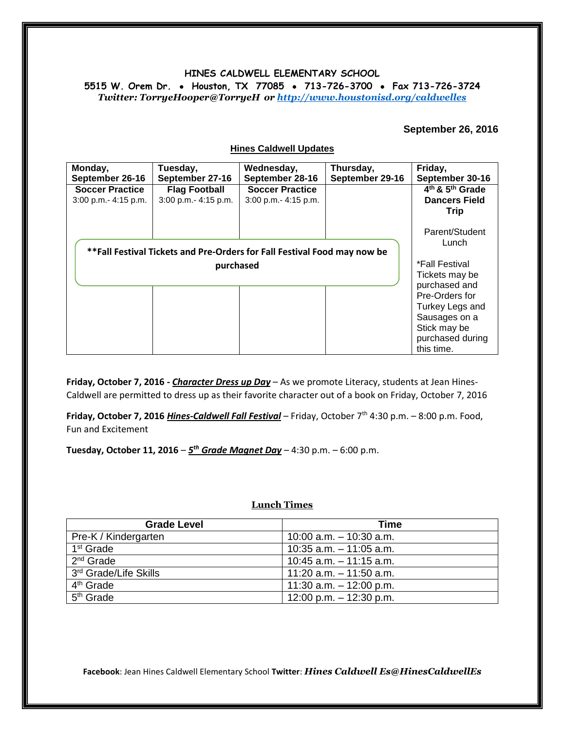**HINES CALDWELL ELEMENTARY SCHOOL**

**5515 W. Orem Dr. • Houston, TX 77085 • 713-726-3700 • Fax 713-726-3724**

***Twitter: TorryeHooper@TorryeH or [http://www.houstonisd.org/caldwelles](http://www.houstonisd.org/caldwelles)***

**September 26, 2016**

## Hines Caldwell Updates

| Monday, September 26-16 | Tuesday, September 27-16 | Wednesday, September 28-16 | Thursday, September 29-16 | Friday, September 30-16 |
|---|---|---|---|---|
| **Soccer Practice** 3:00 p.m.- 4:15 p.m. | **Flag Football** 3:00 p.m.- 4:15 p.m. | **Soccer Practice** 3:00 p.m.- 4:15 p.m. | | **4th & 5th Grade Dancers Field Trip** Parent/Student Lunch *Fall Festival Tickets may be purchased and Pre-Orders for Turkey Legs and Sausages on a Stick may be purchased during this time. |

****Fall Festival Tickets and Pre-Orders for Fall Festival Food may now be purchased**

**Friday, October 7, 2016 - *Character Dress up Day*** – As we promote Literacy, students at Jean Hines-Caldwell are permitted to dress up as their favorite character out of a book on Friday, October 7, 2016

**Friday, October 7, 2016 *Hines-Caldwell Fall Festival*** – Friday, October 7th 4:30 p.m. – 8:00 p.m. Food, Fun and Excitement

**Tuesday, October 11, 2016** – ***5th Grade Magnet Day*** – 4:30 p.m. – 6:00 p.m.

## Lunch Times

| Grade Level | Time |
|---|---|
| Pre-K / Kindergarten | 10:00 a.m. – 10:30 a.m. |
| 1st Grade | 10:35 a.m. – 11:05 a.m. |
| 2nd Grade | 10:45 a.m. – 11:15 a.m. |
| 3rd Grade/Life Skills | 11:20 a.m. – 11:50 a.m. |
| 4th Grade | 11:30 a.m. – 12:00 p.m. |
| 5th Grade | 12:00 p.m. – 12:30 p.m. |

**Facebook**: Jean Hines Caldwell Elementary School **Twitter**: ***Hines Caldwell Es@HinesCaldwellEs***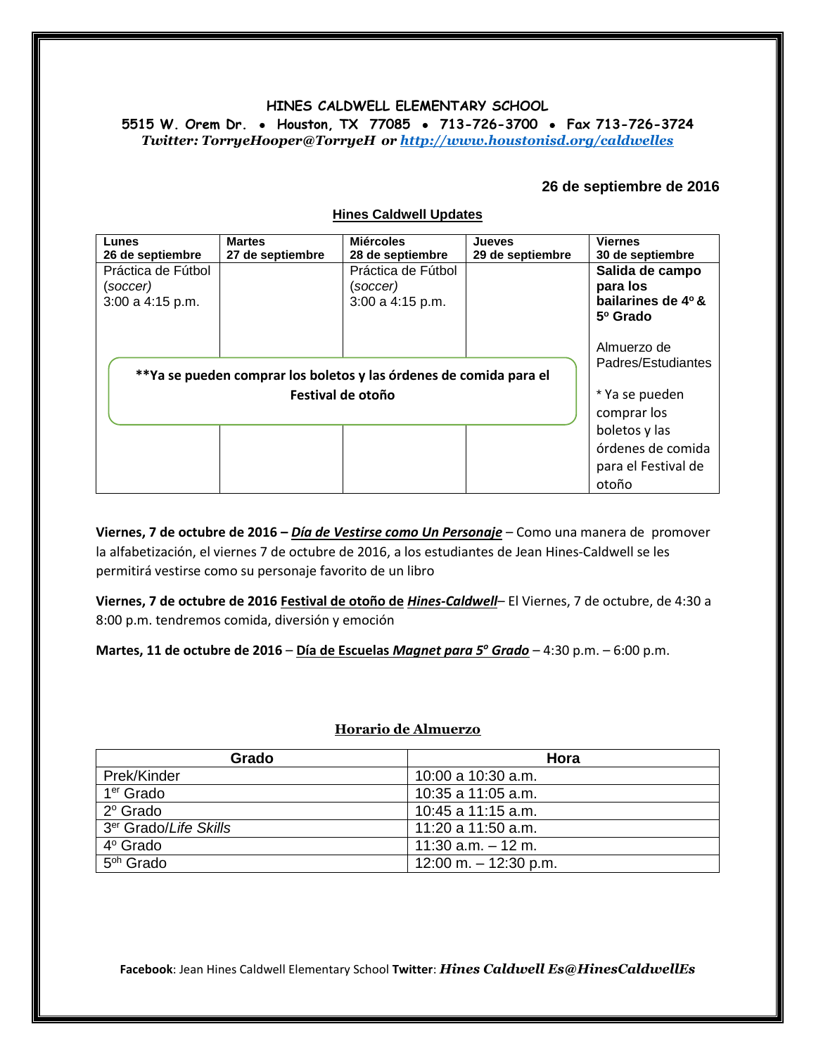**HINES CALDWELL ELEMENTARY SCHOOL**

**5515 W. Orem Dr. • Houston, TX 77085 • 713-726-3700 • Fax 713-726-3724**

***Twitter: TorryeHooper@TorryeH or [http://www.houstonisd.org/caldwelles](http://www.houstonisd.org/caldwelles)***

**26 de septiembre de 2016**

**Hines Caldwell Updates**

| Lunes 26 de septiembre | Martes 27 de septiembre | Miércoles 28 de septiembre | Jueves 29 de septiembre | Viernes 30 de septiembre |
|---|---|---|---|---|
| Práctica de Fútbol (*soccer*) 3:00 a 4:15 p.m. | | Práctica de Fútbol (*soccer*) 3:00 a 4:15 p.m. | | **Salida de campo para los bailarines de 4º & 5º Grado** Almuerzo de Padres/Estudiantes * Ya se pueden comprar los boletos y las órdenes de comida para el Festival de otoño |

**\*\*Ya se pueden comprar los boletos y las órdenes de comida para el Festival de otoño**

**Viernes, 7 de octubre de 2016 – *Día de Vestirse como Un Personaje*** – Como una manera de promover la alfabetización, el viernes 7 de octubre de 2016, a los estudiantes de Jean Hines-Caldwell se les permitirá vestirse como su personaje favorito de un libro

**Viernes, 7 de octubre de 2016 Festival de otoño de *Hines-Caldwell***– El Viernes, 7 de octubre, de 4:30 a 8:00 p.m. tendremos comida, diversión y emoción

**Martes, 11 de octubre de 2016** – **Día de Escuelas *Magnet para 5º Grado*** – 4:30 p.m. – 6:00 p.m.

**Horario de Almuerzo**

| Grado | Hora |
|---|---|
| Prek/Kinder | 10:00 a 10:30 a.m. |
| 1er Grado | 10:35 a 11:05 a.m. |
| 2º Grado | 10:45 a 11:15 a.m. |
| 3er Grado/*Life Skills* | 11:20 a 11:50 a.m. |
| 4º Grado | 11:30 a.m. – 12 m. |
| 5oh Grado | 12:00 m. – 12:30 p.m. |

**Facebook**: Jean Hines Caldwell Elementary School **Twitter**: ***Hines Caldwell Es@HinesCaldwellEs***